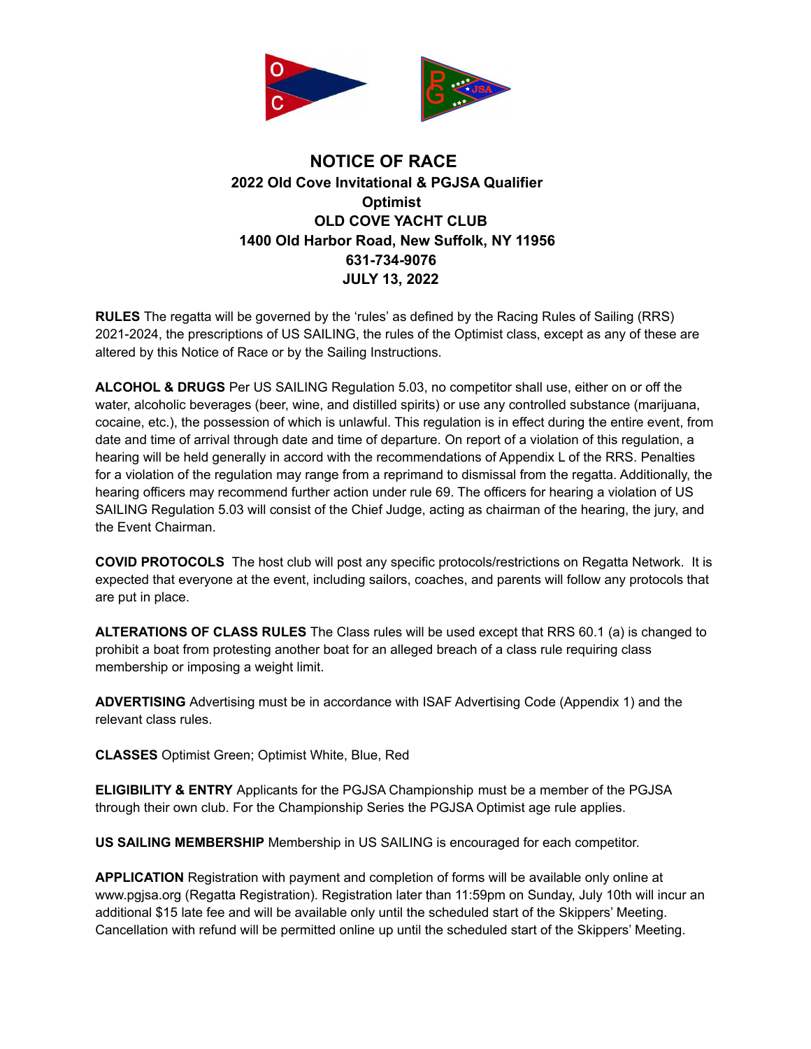# NOTICE OF RACE

## 2022 Old Cove Invitational & PGJSA Qualifier

**Optimist**

**OLD COVE YACHT CLUB**

**1400 Old Harbor Road, New Suffolk, NY 11956**

**631-734-9076**

**JULY 13, 2022**

**RULES** The regatta will be governed by the 'rules' as defined by the Racing Rules of Sailing (RRS) 2021-2024, the prescriptions of US SAILING, the rules of the Optimist class, except as any of these are altered by this Notice of Race or by the Sailing Instructions.

**ALCOHOL & DRUGS** Per US SAILING Regulation 5.03, no competitor shall use, either on or off the water, alcoholic beverages (beer, wine, and distilled spirits) or use any controlled substance (marijuana, cocaine, etc.), the possession of which is unlawful. This regulation is in effect during the entire event, from date and time of arrival through date and time of departure. On report of a violation of this regulation, a hearing will be held generally in accord with the recommendations of Appendix L of the RRS. Penalties for a violation of the regulation may range from a reprimand to dismissal from the regatta. Additionally, the hearing officers may recommend further action under rule 69. The officers for hearing a violation of US SAILING Regulation 5.03 will consist of the Chief Judge, acting as chairman of the hearing, the jury, and the Event Chairman.

**COVID PROTOCOLS** The host club will post any specific protocols/restrictions on Regatta Network. It is expected that everyone at the event, including sailors, coaches, and parents will follow any protocols that are put in place.

**ALTERATIONS OF CLASS RULES** The Class rules will be used except that RRS 60.1 (a) is changed to prohibit a boat from protesting another boat for an alleged breach of a class rule requiring class membership or imposing a weight limit.

**ADVERTISING** Advertising must be in accordance with ISAF Advertising Code (Appendix 1) and the relevant class rules.

**CLASSES** Optimist Green; Optimist White, Blue, Red

**ELIGIBILITY & ENTRY** Applicants for the PGJSA Championship must be a member of the PGJSA through their own club. For the Championship Series the PGJSA Optimist age rule applies.

**US SAILING MEMBERSHIP** Membership in US SAILING is encouraged for each competitor.

**APPLICATION** Registration with payment and completion of forms will be available only online at www.pgjsa.org (Regatta Registration). Registration later than 11:59pm on Sunday, July 10th will incur an additional $15 late fee and will be available only until the scheduled start of the Skippers' Meeting. Cancellation with refund will be permitted online up until the scheduled start of the Skippers' Meeting.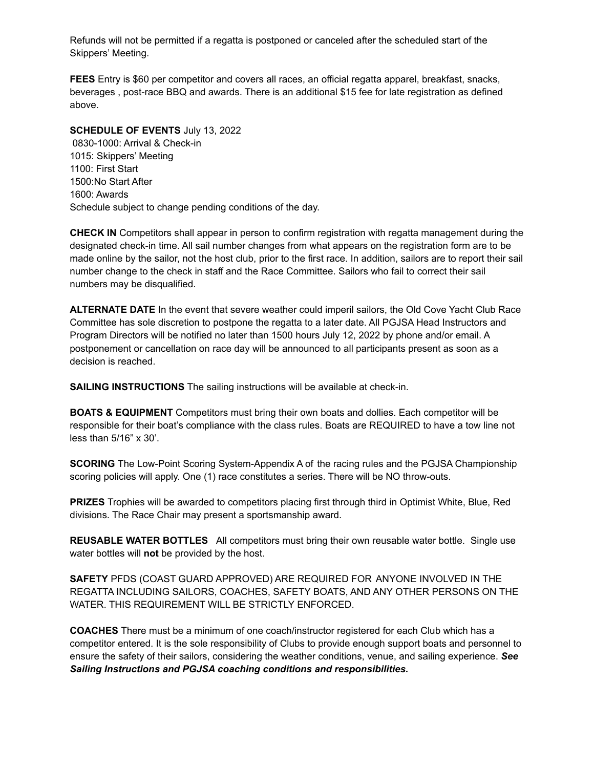Refunds will not be permitted if a regatta is postponed or canceled after the scheduled start of the Skippers' Meeting.

**FEES** Entry is $60 per competitor and covers all races, an official regatta apparel, breakfast, snacks, beverages , post-race BBQ and awards. There is an additional $15 fee for late registration as defined above.

**SCHEDULE OF EVENTS** July 13, 2022
0830-1000: Arrival & Check-in
1015: Skippers' Meeting
1100: First Start
1500:No Start After
1600: Awards
Schedule subject to change pending conditions of the day.

**CHECK IN** Competitors shall appear in person to confirm registration with regatta management during the designated check-in time. All sail number changes from what appears on the registration form are to be made online by the sailor, not the host club, prior to the first race. In addition, sailors are to report their sail number change to the check in staff and the Race Committee. Sailors who fail to correct their sail numbers may be disqualified.

**ALTERNATE DATE** In the event that severe weather could imperil sailors, the Old Cove Yacht Club Race Committee has sole discretion to postpone the regatta to a later date. All PGJSA Head Instructors and Program Directors will be notified no later than 1500 hours July 12, 2022 by phone and/or email. A postponement or cancellation on race day will be announced to all participants present as soon as a decision is reached.

**SAILING INSTRUCTIONS** The sailing instructions will be available at check-in.

**BOATS & EQUIPMENT** Competitors must bring their own boats and dollies. Each competitor will be responsible for their boat's compliance with the class rules. Boats are REQUIRED to have a tow line not less than 5/16" x 30'.

**SCORING** The Low-Point Scoring System-Appendix A of the racing rules and the PGJSA Championship scoring policies will apply. One (1) race constitutes a series. There will be NO throw-outs.

**PRIZES** Trophies will be awarded to competitors placing first through third in Optimist White, Blue, Red divisions. The Race Chair may present a sportsmanship award.

**REUSABLE WATER BOTTLES** All competitors must bring their own reusable water bottle. Single use water bottles will **not** be provided by the host.

**SAFETY** PFDS (COAST GUARD APPROVED) ARE REQUIRED FOR ANYONE INVOLVED IN THE REGATTA INCLUDING SAILORS, COACHES, SAFETY BOATS, AND ANY OTHER PERSONS ON THE WATER. THIS REQUIREMENT WILL BE STRICTLY ENFORCED.

**COACHES** There must be a minimum of one coach/instructor registered for each Club which has a competitor entered. It is the sole responsibility of Clubs to provide enough support boats and personnel to ensure the safety of their sailors, considering the weather conditions, venue, and sailing experience. ***See Sailing Instructions and PGJSA coaching conditions and responsibilities.***